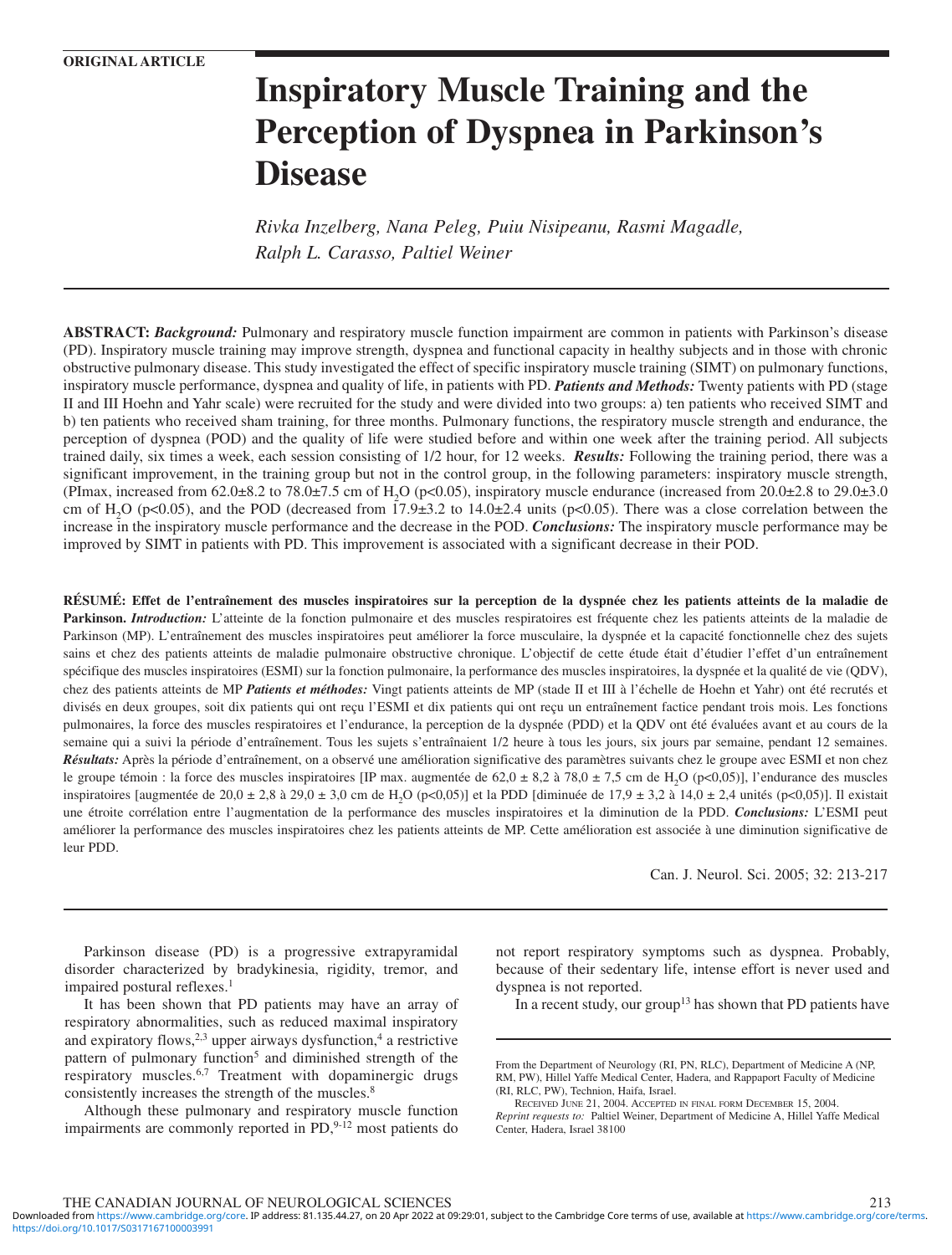ORIGINAL ARTICLE

# Inspiratory Muscle Training and the Perception of Dyspnea in Parkinson's Disease

*Rivka Inzelberg, Nana Peleg, Puiu Nisipeanu, Rasmi Magadle, Ralph L. Carasso, Paltiel Weiner*

**ABSTRACT:** ***Background:*** Pulmonary and respiratory muscle function impairment are common in patients with Parkinson's disease (PD). Inspiratory muscle training may improve strength, dyspnea and functional capacity in healthy subjects and in those with chronic obstructive pulmonary disease. This study investigated the effect of specific inspiratory muscle training (SIMT) on pulmonary functions, inspiratory muscle performance, dyspnea and quality of life, in patients with PD. ***Patients and Methods:*** Twenty patients with PD (stage II and III Hoehn and Yahr scale) were recruited for the study and were divided into two groups: a) ten patients who received SIMT and b) ten patients who received sham training, for three months. Pulmonary functions, the respiratory muscle strength and endurance, the perception of dyspnea (POD) and the quality of life were studied before and within one week after the training period. All subjects trained daily, six times a week, each session consisting of 1/2 hour, for 12 weeks. ***Results:*** Following the training period, there was a significant improvement, in the training group but not in the control group, in the following parameters: inspiratory muscle strength, (PImax, increased from 62.0±8.2 to 78.0±7.5 cm of $H_2O$ ($p<0.05$), inspiratory muscle endurance (increased from 20.0±2.8 to 29.0±3.0 cm of $H_2O$ ($p<0.05$), and the POD (decreased from 17.9±3.2 to 14.0±2.4 units ($p<0.05$). There was a close correlation between the increase in the inspiratory muscle performance and the decrease in the POD. ***Conclusions:*** The inspiratory muscle performance may be improved by SIMT in patients with PD. This improvement is associated with a significant decrease in their POD.

**RÉSUMÉ: Effet de l'entraînement des muscles inspiratoires sur la perception de la dyspnée chez les patients atteints de la maladie de Parkinson.** ***Introduction:*** L'atteinte de la fonction pulmonaire et des muscles respiratoires est fréquente chez les patients atteints de la maladie de Parkinson (MP). L'entraînement des muscles inspiratoires peut améliorer la force musculaire, la dyspnée et la capacité fonctionnelle chez des sujets sains et chez des patients atteints de maladie pulmonaire obstructive chronique. L'objectif de cette étude était d'étudier l'effet d'un entraînement spécifique des muscles inspiratoires (ESMI) sur la fonction pulmonaire, la performance des muscles inspiratoires, la dyspnée et la qualité de vie (QDV), chez des patients atteints de MP ***Patients et méthodes:*** Vingt patients atteints de MP (stade II et III à l'échelle de Hoehn et Yahr) ont été recrutés et divisés en deux groupes, soit dix patients qui ont reçu l'ESMI et dix patients qui ont reçu un entraînement factice pendant trois mois. Les fonctions pulmonaires, la force des muscles respiratoires et l'endurance, la perception de la dyspnée (PDD) et la QDV ont été évaluées avant et au cours de la semaine qui a suivi la période d'entraînement. Tous les sujets s'entraînaient 1/2 heure à tous les jours, six jours par semaine, pendant 12 semaines. ***Résultats:*** Après la période d'entraînement, on a observé une amélioration significative des paramètres suivants chez le groupe avec ESMI et non chez le groupe témoin : la force des muscles inspiratoires [IP max. augmentée de 62,0 ± 8,2 à 78,0 ± 7,5 cm de $H_2O$ ($p<0,05$)], l'endurance des muscles inspiratoires [augmentée de 20,0 ± 2,8 à 29,0 ± 3,0 cm de $H_2O$ ($p<0,05$)] et la PDD [diminuée de 17,9 ± 3,2 à 14,0 ± 2,4 unités ($p<0,05$)]. Il existait une étroite corrélation entre l'augmentation de la performance des muscles inspiratoires et la diminution de la PDD. ***Conclusions:*** L'ESMI peut améliorer la performance des muscles inspiratoires chez les patients atteints de MP. Cette amélioration est associée à une diminution significative de leur PDD.

Can. J. Neurol. Sci. 2005; 32: 213-217

Parkinson disease (PD) is a progressive extrapyramidal disorder characterized by bradykinesia, rigidity, tremor, and impaired postural reflexes.[1]

It has been shown that PD patients may have an array of respiratory abnormalities, such as reduced maximal inspiratory and expiratory flows,[2,3] upper airways dysfunction,[4] a restrictive pattern of pulmonary function[5] and diminished strength of the respiratory muscles.[6,7] Treatment with dopaminergic drugs consistently increases the strength of the muscles.[8]

Although these pulmonary and respiratory muscle function impairments are commonly reported in PD,[9-12] most patients do not report respiratory symptoms such as dyspnea. Probably, because of their sedentary life, intense effort is never used and dyspnea is not reported.

In a recent study, our group[13] has shown that PD patients have

From the Department of Neurology (RI, PN, RLC), Department of Medicine A (NP, RM, PW), Hillel Yaffe Medical Center, Hadera, and Rappaport Faculty of Medicine (RI, RLC, PW), Technion, Haifa, Israel.

Received June 21, 2004. Accepted in final form December 15, 2004.

*Reprint requests to:* Paltiel Weiner, Department of Medicine A, Hillel Yaffe Medical Center, Hadera, Israel 38100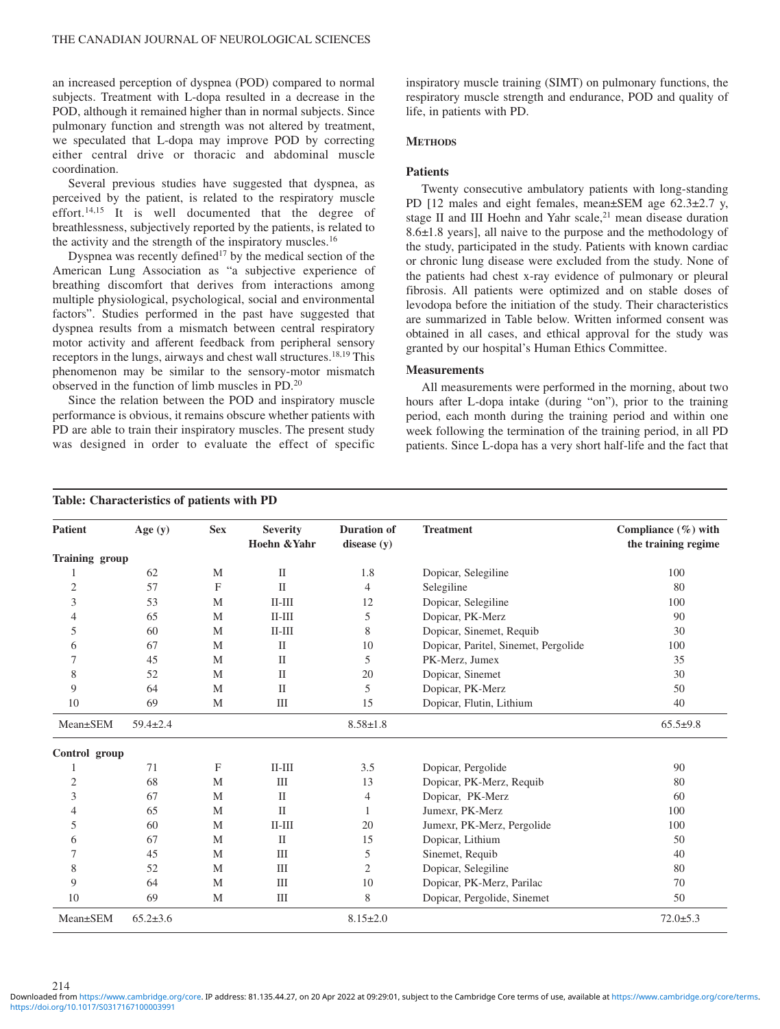an increased perception of dyspnea (POD) compared to normal subjects. Treatment with L-dopa resulted in a decrease in the POD, although it remained higher than in normal subjects. Since pulmonary function and strength was not altered by treatment, we speculated that L-dopa may improve POD by correcting either central drive or thoracic and abdominal muscle coordination.

Several previous studies have suggested that dyspnea, as perceived by the patient, is related to the respiratory muscle effort.[14,15] It is well documented that the degree of breathlessness, subjectively reported by the patients, is related to the activity and the strength of the inspiratory muscles.[16]

Dyspnea was recently defined[17] by the medical section of the American Lung Association as "a subjective experience of breathing discomfort that derives from interactions among multiple physiological, psychological, social and environmental factors". Studies performed in the past have suggested that dyspnea results from a mismatch between central respiratory motor activity and afferent feedback from peripheral sensory receptors in the lungs, airways and chest wall structures.[18,19] This phenomenon may be similar to the sensory-motor mismatch observed in the function of limb muscles in PD.[20]

Since the relation between the POD and inspiratory muscle performance is obvious, it remains obscure whether patients with PD are able to train their inspiratory muscles. The present study was designed in order to evaluate the effect of specific inspiratory muscle training (SIMT) on pulmonary functions, the respiratory muscle strength and endurance, POD and quality of life, in patients with PD.

## Methods

### Patients

Twenty consecutive ambulatory patients with long-standing PD [12 males and eight females, mean±SEM age 62.3±2.7 y, stage II and III Hoehn and Yahr scale,[21] mean disease duration 8.6±1.8 years], all naive to the purpose and the methodology of the study, participated in the study. Patients with known cardiac or chronic lung disease were excluded from the study. None of the patients had chest x-ray evidence of pulmonary or pleural fibrosis. All patients were optimized and on stable doses of levodopa before the initiation of the study. Their characteristics are summarized in Table below. Written informed consent was obtained in all cases, and ethical approval for the study was granted by our hospital's Human Ethics Committee.

### Measurements

All measurements were performed in the morning, about two hours after L-dopa intake (during "on"), prior to the training period, each month during the training period and within one week following the termination of the training period, in all PD patients. Since L-dopa has a very short half-life and the fact that

**Table: Characteristics of patients with PD**

| Patient | Age (y) | Sex | Severity Hoehn &Yahr | Duration of disease (y) | Treatment | Compliance (%) with the training regime |
|---|---|---|---|---|---|---|
| **Training group** | | | | | | |
| 1 | 62 | M | II | 1.8 | Dopicar, Selegiline | 100 |
| 2 | 57 | F | II | 4 | Selegiline | 80 |
| 3 | 53 | M | II-III | 12 | Dopicar, Selegiline | 100 |
| 4 | 65 | M | II-III | 5 | Dopicar, PK-Merz | 90 |
| 5 | 60 | M | II-III | 8 | Dopicar, Sinemet, Requib | 30 |
| 6 | 67 | M | II | 10 | Dopicar, Paritel, Sinemet, Pergolide | 100 |
| 7 | 45 | M | II | 5 | PK-Merz, Jumex | 35 |
| 8 | 52 | M | II | 20 | Dopicar, Sinemet | 30 |
| 9 | 64 | M | II | 5 | Dopicar, PK-Merz | 50 |
| 10 | 69 | M | III | 15 | Dopicar, Flutin, Lithium | 40 |
| Mean±SEM | 59.4±2.4 | | | 8.58±1.8 | | 65.5±9.8 |
| **Control group** | | | | | | |
| 1 | 71 | F | II-III | 3.5 | Dopicar, Pergolide | 90 |
| 2 | 68 | M | III | 13 | Dopicar, PK-Merz, Requib | 80 |
| 3 | 67 | M | II | 4 | Dopicar, PK-Merz | 60 |
| 4 | 65 | M | II | 1 | Jumexr, PK-Merz | 100 |
| 5 | 60 | M | II-III | 20 | Jumexr, PK-Merz, Pergolide | 100 |
| 6 | 67 | M | II | 15 | Dopicar, Lithium | 50 |
| 7 | 45 | M | III | 5 | Sinemet, Requib | 40 |
| 8 | 52 | M | III | 2 | Dopicar, Selegiline | 80 |
| 9 | 64 | M | III | 10 | Dopicar, PK-Merz, Parilac | 70 |
| 10 | 69 | M | III | 8 | Dopicar, Pergolide, Sinemet | 50 |
| Mean±SEM | 65.2±3.6 | | | 8.15±2.0 | | 72.0±5.3 |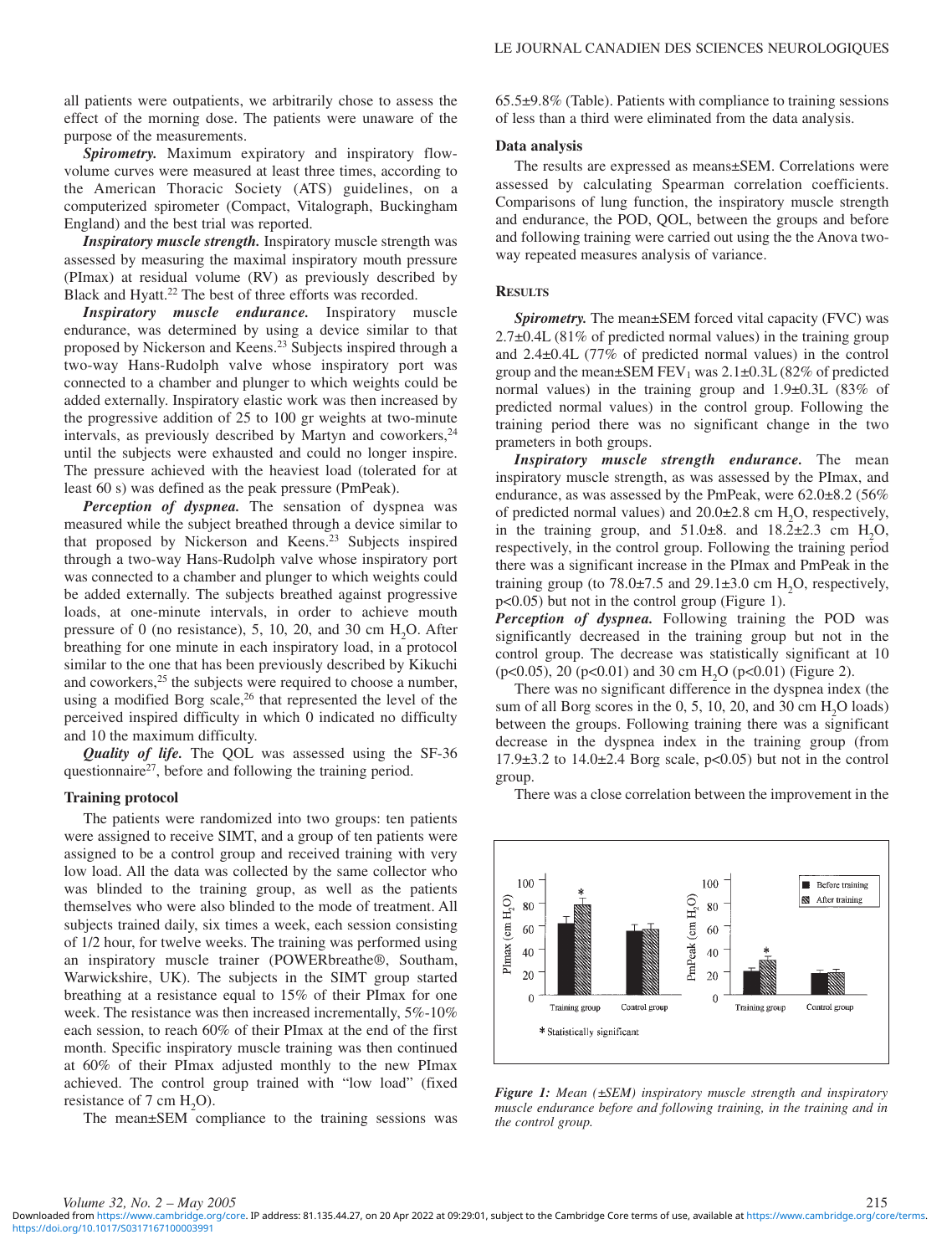all patients were outpatients, we arbitrarily chose to assess the effect of the morning dose. The patients were unaware of the purpose of the measurements.

***Spirometry.*** Maximum expiratory and inspiratory flow-volume curves were measured at least three times, according to the American Thoracic Society (ATS) guidelines, on a computerized spirometer (Compact, Vitalograph, Buckingham England) and the best trial was reported.

***Inspiratory muscle strength.*** Inspiratory muscle strength was assessed by measuring the maximal inspiratory mouth pressure (PImax) at residual volume (RV) as previously described by Black and Hyatt.[22] The best of three efforts was recorded.

***Inspiratory muscle endurance.*** Inspiratory muscle endurance, was determined by using a device similar to that proposed by Nickerson and Keens.[23] Subjects inspired through a two-way Hans-Rudolph valve whose inspiratory port was connected to a chamber and plunger to which weights could be added externally. Inspiratory elastic work was then increased by the progressive addition of 25 to 100 gr weights at two-minute intervals, as previously described by Martyn and coworkers,[24] until the subjects were exhausted and could no longer inspire. The pressure achieved with the heaviest load (tolerated for at least 60 s) was defined as the peak pressure (PmPeak).

***Perception of dyspnea.*** The sensation of dyspnea was measured while the subject breathed through a device similar to that proposed by Nickerson and Keens.[23] Subjects inspired through a two-way Hans-Rudolph valve whose inspiratory port was connected to a chamber and plunger to which weights could be added externally. The subjects breathed against progressive loads, at one-minute intervals, in order to achieve mouth pressure of 0 (no resistance), 5, 10, 20, and 30 cm $H_2O$. After breathing for one minute in each inspiratory load, in a protocol similar to the one that has been previously described by Kikuchi and coworkers,[25] the subjects were required to choose a number, using a modified Borg scale,[26] that represented the level of the perceived inspired difficulty in which 0 indicated no difficulty and 10 the maximum difficulty.

***Quality of life.*** The QOL was assessed using the SF-36 questionnaire[27], before and following the training period.

### Training protocol

The patients were randomized into two groups: ten patients were assigned to receive SIMT, and a group of ten patients were assigned to be a control group and received training with very low load. All the data was collected by the same collector who was blinded to the training group, as well as the patients themselves who were also blinded to the mode of treatment. All subjects trained daily, six times a week, each session consisting of 1/2 hour, for twelve weeks. The training was performed using an inspiratory muscle trainer (POWERbreathe®, Southam, Warwickshire, UK). The subjects in the SIMT group started breathing at a resistance equal to 15% of their PImax for one week. The resistance was then increased incrementally, 5%-10% each session, to reach 60% of their PImax at the end of the first month. Specific inspiratory muscle training was then continued at 60% of their PImax adjusted monthly to the new PImax achieved. The control group trained with "low load" (fixed resistance of 7 cm $H_2O$).

The mean±SEM compliance to the training sessions was 65.5±9.8% (Table). Patients with compliance to training sessions of less than a third were eliminated from the data analysis.

### Data analysis

The results are expressed as means±SEM. Correlations were assessed by calculating Spearman correlation coefficients. Comparisons of lung function, the inspiratory muscle strength and endurance, the POD, QOL, between the groups and before and following training were carried out using the the Anova two-way repeated measures analysis of variance.

## Results

***Spirometry.*** The mean±SEM forced vital capacity (FVC) was 2.7±0.4L (81% of predicted normal values) in the training group and 2.4±0.4L (77% of predicted normal values) in the control group and the mean±SEM $FEV_1$ was 2.1±0.3L (82% of predicted normal values) in the training group and 1.9±0.3L (83% of predicted normal values) in the control group. Following the training period there was no significant change in the two prameters in both groups.

***Inspiratory muscle strength endurance.*** The mean inspiratory muscle strength, as was assessed by the PImax, and endurance, as was assessed by the PmPeak, were 62.0±8.2 (56% of predicted normal values) and 20.0±2.8 cm $H_2O$, respectively, in the training group, and 51.0±8. and 18.2±2.3 cm $H_2O$, respectively, in the control group. Following the training period there was a significant increase in the PImax and PmPeak in the training group (to 78.0±7.5 and 29.1±3.0 cm $H_2O$, respectively, $p<0.05$) but not in the control group (Figure 1).

***Perception of dyspnea.*** Following training the POD was significantly decreased in the training group but not in the control group. The decrease was statistically significant at 10 ($p<0.05$), 20 ($p<0.01$) and 30 cm $H_2O$ ($p<0.01$) (Figure 2).

There was no significant difference in the dyspnea index (the sum of all Borg scores in the 0, 5, 10, 20, and 30 cm $H_2O$ loads) between the groups. Following training there was a significant decrease in the dyspnea index in the training group (from 17.9±3.2 to 14.0±2.4 Borg scale, $p<0.05$) but not in the control group.

There was a close correlation between the improvement in the

*__Figure 1:__ Mean (±SEM) inspiratory muscle strength and inspiratory muscle endurance before and following training, in the training and in the control group.*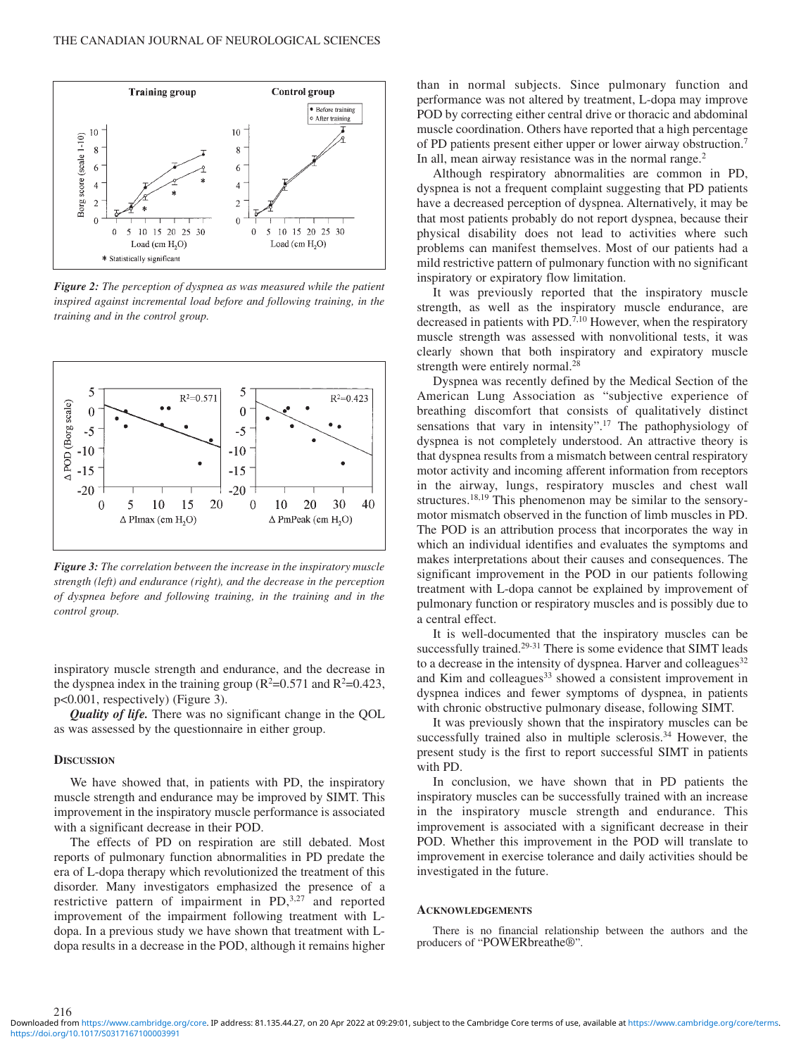*Figure 2: The perception of dyspnea as was measured while the patient inspired against incremental load before and following training, in the training and in the control group.*

*Figure 3: The correlation between the increase in the inspiratory muscle strength (left) and endurance (right), and the decrease in the perception of dyspnea before and following training, in the training and in the control group.*

inspiratory muscle strength and endurance, and the decrease in the dyspnea index in the training group ($R^2$=0.571 and $R^2$=0.423, $p$<0.001, respectively) (Figure 3).

***Quality of life.*** There was no significant change in the QOL as was assessed by the questionnaire in either group.

## Discussion

We have showed that, in patients with PD, the inspiratory muscle strength and endurance may be improved by SIMT. This improvement in the inspiratory muscle performance is associated with a significant decrease in their POD.

The effects of PD on respiration are still debated. Most reports of pulmonary function abnormalities in PD predate the era of L-dopa therapy which revolutionized the treatment of this disorder. Many investigators emphasized the presence of a restrictive pattern of impairment in PD,[3,27] and reported improvement of the impairment following treatment with L-dopa. In a previous study we have shown that treatment with L-dopa results in a decrease in the POD, although it remains higher than in normal subjects. Since pulmonary function and performance was not altered by treatment, L-dopa may improve POD by correcting either central drive or thoracic and abdominal muscle coordination. Others have reported that a high percentage of PD patients present either upper or lower airway obstruction.[7] In all, mean airway resistance was in the normal range.[2]

Although respiratory abnormalities are common in PD, dyspnea is not a frequent complaint suggesting that PD patients have a decreased perception of dyspnea. Alternatively, it may be that most patients probably do not report dyspnea, because their physical disability does not lead to activities where such problems can manifest themselves. Most of our patients had a mild restrictive pattern of pulmonary function with no significant inspiratory or expiratory flow limitation.

It was previously reported that the inspiratory muscle strength, as well as the inspiratory muscle endurance, are decreased in patients with PD.[7,10] However, when the respiratory muscle strength was assessed with nonvolitional tests, it was clearly shown that both inspiratory and expiratory muscle strength were entirely normal.[28]

Dyspnea was recently defined by the Medical Section of the American Lung Association as "subjective experience of breathing discomfort that consists of qualitatively distinct sensations that vary in intensity".[17] The pathophysiology of dyspnea is not completely understood. An attractive theory is that dyspnea results from a mismatch between central respiratory motor activity and incoming afferent information from receptors in the airway, lungs, respiratory muscles and chest wall structures.[18,19] This phenomenon may be similar to the sensory-motor mismatch observed in the function of limb muscles in PD. The POD is an attribution process that incorporates the way in which an individual identifies and evaluates the symptoms and makes interpretations about their causes and consequences. The significant improvement in the POD in our patients following treatment with L-dopa cannot be explained by improvement of pulmonary function or respiratory muscles and is possibly due to a central effect.

It is well-documented that the inspiratory muscles can be successfully trained.[29-31] There is some evidence that SIMT leads to a decrease in the intensity of dyspnea. Harver and colleagues[32] and Kim and colleagues[33] showed a consistent improvement in dyspnea indices and fewer symptoms of dyspnea, in patients with chronic obstructive pulmonary disease, following SIMT.

It was previously shown that the inspiratory muscles can be successfully trained also in multiple sclerosis.[34] However, the present study is the first to report successful SIMT in patients with PD.

In conclusion, we have shown that in PD patients the inspiratory muscles can be successfully trained with an increase in the inspiratory muscle strength and endurance. This improvement is associated with a significant decrease in their POD. Whether this improvement in the POD will translate to improvement in exercise tolerance and daily activities should be investigated in the future.

## Acknowledgements

There is no financial relationship between the authors and the producers of "POWERbreathe®".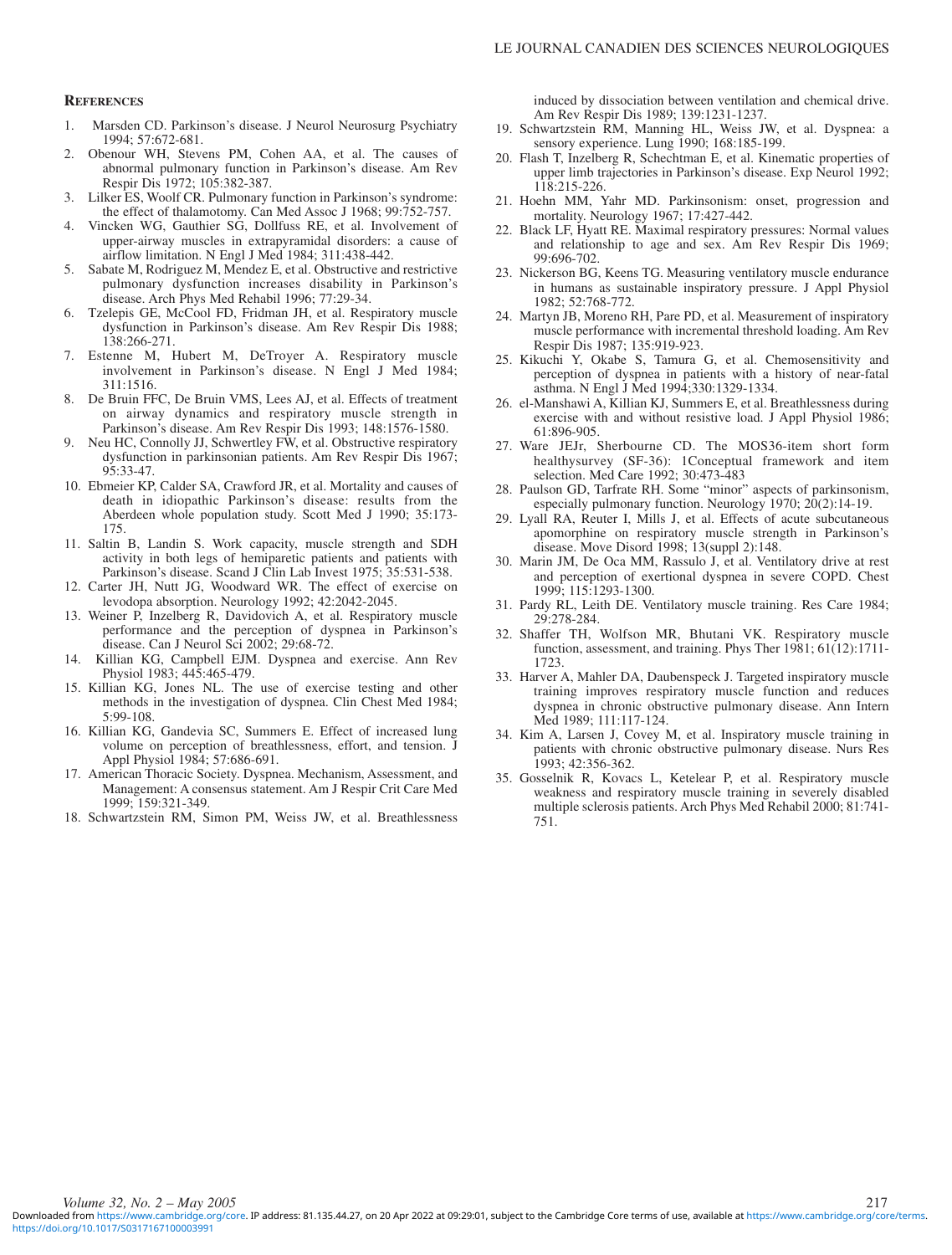**References**

1. Marsden CD. Parkinson's disease. J Neurol Neurosurg Psychiatry 1994; 57:672-681.
2. Obenour WH, Stevens PM, Cohen AA, et al. The causes of abnormal pulmonary function in Parkinson's disease. Am Rev Respir Dis 1972; 105:382-387.
3. Lilker ES, Woolf CR. Pulmonary function in Parkinson's syndrome: the effect of thalamotomy. Can Med Assoc J 1968; 99:752-757.
4. Vincken WG, Gauthier SG, Dollfuss RE, et al. Involvement of upper-airway muscles in extrapyramidal disorders: a cause of airflow limitation. N Engl J Med 1984; 311:438-442.
5. Sabate M, Rodriguez M, Mendez E, et al. Obstructive and restrictive pulmonary dysfunction increases disability in Parkinson's disease. Arch Phys Med Rehabil 1996; 77:29-34.
6. Tzelepis GE, McCool FD, Fridman JH, et al. Respiratory muscle dysfunction in Parkinson's disease. Am Rev Respir Dis 1988; 138:266-271.
7. Estenne M, Hubert M, DeTroyer A. Respiratory muscle involvement in Parkinson's disease. N Engl J Med 1984; 311:1516.
8. De Bruin FFC, De Bruin VMS, Lees AJ, et al. Effects of treatment on airway dynamics and respiratory muscle strength in Parkinson's disease. Am Rev Respir Dis 1993; 148:1576-1580.
9. Neu HC, Connolly JJ, Schwertley FW, et al. Obstructive respiratory dysfunction in parkinsonian patients. Am Rev Respir Dis 1967; 95:33-47.
10. Ebmeier KP, Calder SA, Crawford JR, et al. Mortality and causes of death in idiopathic Parkinson's disease: results from the Aberdeen whole population study. Scott Med J 1990; 35:173-175.
11. Saltin B, Landin S. Work capacity, muscle strength and SDH activity in both legs of hemiparetic patients and patients with Parkinson's disease. Scand J Clin Lab Invest 1975; 35:531-538.
12. Carter JH, Nutt JG, Woodward WR. The effect of exercise on levodopa absorption. Neurology 1992; 42:2042-2045.
13. Weiner P, Inzelberg R, Davidovich A, et al. Respiratory muscle performance and the perception of dyspnea in Parkinson's disease. Can J Neurol Sci 2002; 29:68-72.
14. Killian KG, Campbell EJM. Dyspnea and exercise. Ann Rev Physiol 1983; 445:465-479.
15. Killian KG, Jones NL. The use of exercise testing and other methods in the investigation of dyspnea. Clin Chest Med 1984; 5:99-108.
16. Killian KG, Gandevia SC, Summers E. Effect of increased lung volume on perception of breathlessness, effort, and tension. J Appl Physiol 1984; 57:686-691.
17. American Thoracic Society. Dyspnea. Mechanism, Assessment, and Management: A consensus statement. Am J Respir Crit Care Med 1999; 159:321-349.
18. Schwartzstein RM, Simon PM, Weiss JW, et al. Breathlessness induced by dissociation between ventilation and chemical drive. Am Rev Respir Dis 1989; 139:1231-1237.
19. Schwartzstein RM, Manning HL, Weiss JW, et al. Dyspnea: a sensory experience. Lung 1990; 168:185-199.
20. Flash T, Inzelberg R, Schechtman E, et al. Kinematic properties of upper limb trajectories in Parkinson's disease. Exp Neurol 1992; 118:215-226.
21. Hoehn MM, Yahr MD. Parkinsonism: onset, progression and mortality. Neurology 1967; 17:427-442.
22. Black LF, Hyatt RE. Maximal respiratory pressures: Normal values and relationship to age and sex. Am Rev Respir Dis 1969; 99:696-702.
23. Nickerson BG, Keens TG. Measuring ventilatory muscle endurance in humans as sustainable inspiratory pressure. J Appl Physiol 1982; 52:768-772.
24. Martyn JB, Moreno RH, Pare PD, et al. Measurement of inspiratory muscle performance with incremental threshold loading. Am Rev Respir Dis 1987; 135:919-923.
25. Kikuchi Y, Okabe S, Tamura G, et al. Chemosensitivity and perception of dyspnea in patients with a history of near-fatal asthma. N Engl J Med 1994;330:1329-1334.
26. el-Manshawi A, Killian KJ, Summers E, et al. Breathlessness during exercise with and without resistive load. J Appl Physiol 1986; 61:896-905.
27. Ware JEJr, Sherbourne CD. The MOS36-item short form healthysurvey (SF-36): 1Conceptual framework and item selection. Med Care 1992; 30:473-483
28. Paulson GD, Tarfrate RH. Some "minor" aspects of parkinsonism, especially pulmonary function. Neurology 1970; 20(2):14-19.
29. Lyall RA, Reuter I, Mills J, et al. Effects of acute subcutaneous apomorphine on respiratory muscle strength in Parkinson's disease. Move Disord 1998; 13(suppl 2):148.
30. Marin JM, De Oca MM, Rassulo J, et al. Ventilatory drive at rest and perception of exertional dyspnea in severe COPD. Chest 1999; 115:1293-1300.
31. Pardy RL, Leith DE. Ventilatory muscle training. Res Care 1984; 29:278-284.
32. Shaffer TH, Wolfson MR, Bhutani VK. Respiratory muscle function, assessment, and training. Phys Ther 1981; 61(12):1711-1723.
33. Harver A, Mahler DA, Daubenspeck J. Targeted inspiratory muscle training improves respiratory muscle function and reduces dyspnea in chronic obstructive pulmonary disease. Ann Intern Med 1989; 111:117-124.
34. Kim A, Larsen J, Covey M, et al. Inspiratory muscle training in patients with chronic obstructive pulmonary disease. Nurs Res 1993; 42:356-362.
35. Gosselnik R, Kovacs L, Ketelear P, et al. Respiratory muscle weakness and respiratory muscle training in severely disabled multiple sclerosis patients. Arch Phys Med Rehabil 2000; 81:741-751.